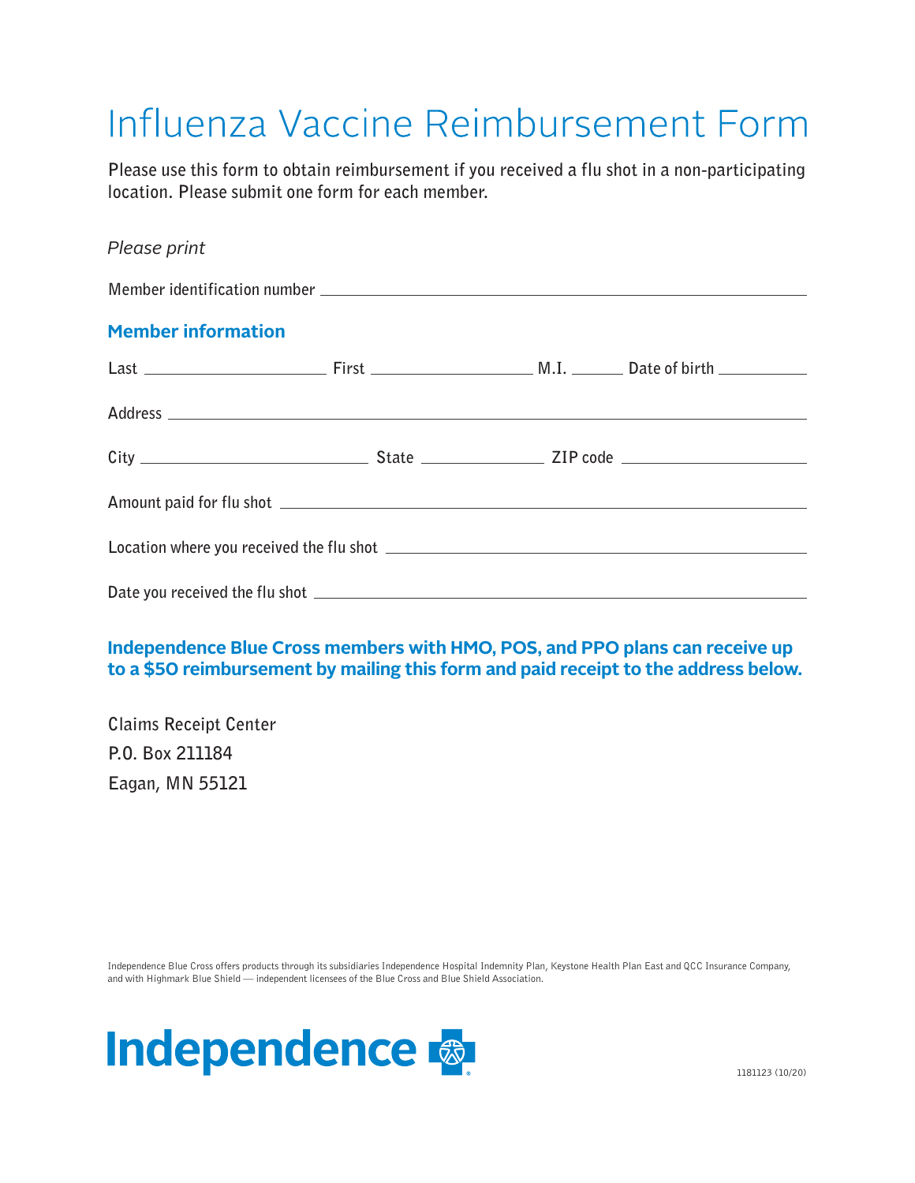# Influenza Vaccine Reimbursement Form

**Please use this form to obtain reimbursement if you received a flu shot in a non-participating location. Please submit one form for each member.**

*Please print*

Member identification number ______________________________

## Member information

Last ____________ First ____________ M.I. ______ Date of birth ____________

Address ______________________________

City ____________ State ____________ ZIP code ____________

Amount paid for flu shot ______________________________

Location where you received the flu shot ______________________________

Date you received the flu shot ______________________________

**Independence Blue Cross members with HMO, POS, and PPO plans can receive up to a $50 reimbursement by mailing this form and paid receipt to the address below.**

Claims Receipt Center
P.O. Box 211184
Eagan, MN 55121

Independence Blue Cross offers products through its subsidiaries Independence Hospital Indemnity Plan, Keystone Health Plan East and QCC Insurance Company, and with Highmark Blue Shield — independent licensees of the Blue Cross and Blue Shield Association.

Independence

1181123 (10/20)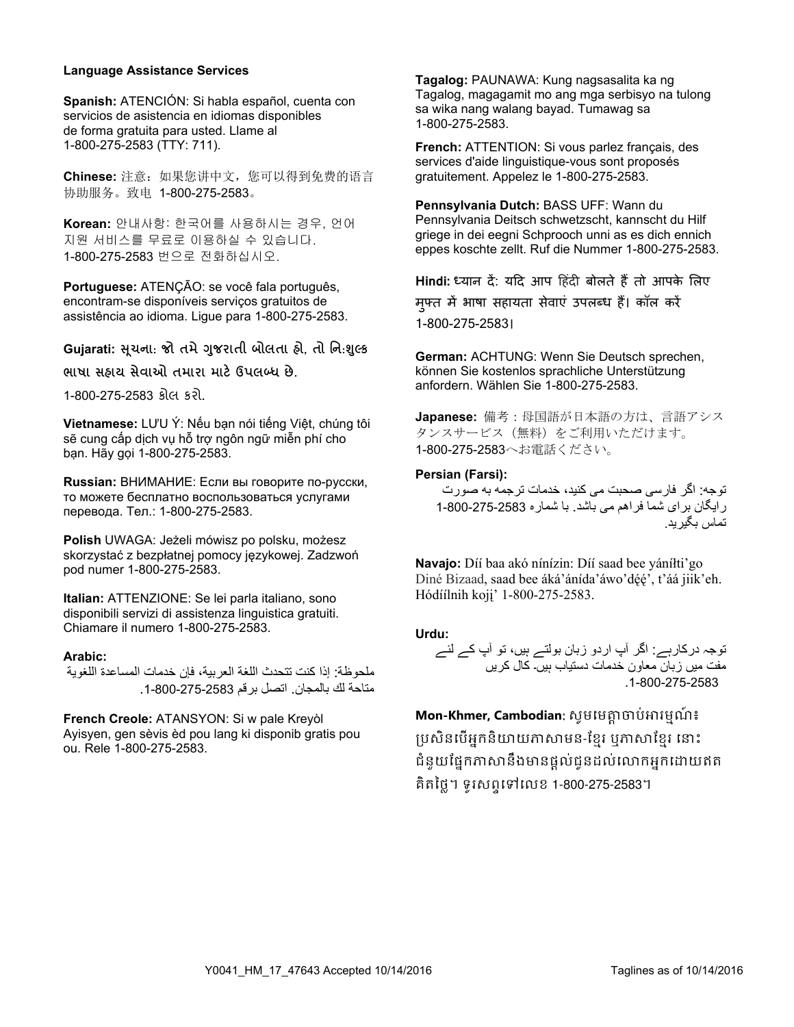**Language Assistance Services**

**Spanish:** ATENCIÓN: Si habla español, cuenta con servicios de asistencia en idiomas disponibles de forma gratuita para usted. Llame al 1-800-275-2583 (TTY: 711).

**Chinese:** 注意：如果您讲中文，您可以得到免费的语言协助服务。致电 1-800-275-2583。

**Korean:** 안내사항: 한국어를 사용하시는 경우, 언어 지원 서비스를 무료로 이용하실 수 있습니다. 1-800-275-2583 번으로 전화하십시오.

**Portuguese:** ATENÇÃO: se você fala português, encontram-se disponíveis serviços gratuitos de assistência ao idioma. Ligue para 1-800-275-2583.

**Gujarati:** સૂચના: જો તમે ગુજરાતી બોલતા હો, તો નિ:શુલ્ક ભાષા સહાય સેવાઓ તમારા માટે ઉપલબ્ધ છે. 1-800-275-2583 કોલ કરો.

**Vietnamese:** LƯU Ý: Nếu bạn nói tiếng Việt, chúng tôi sẽ cung cấp dịch vụ hỗ trợ ngôn ngữ miễn phí cho bạn. Hãy gọi 1-800-275-2583.

**Russian:** ВНИМАНИЕ: Если вы говорите по-русски, то можете бесплатно воспользоваться услугами перевода. Тел.: 1-800-275-2583.

**Polish** UWAGA: Jeżeli mówisz po polsku, możesz skorzystać z bezpłatnej pomocy językowej. Zadzwoń pod numer 1-800-275-2583.

**Italian:** ATTENZIONE: Se lei parla italiano, sono disponibili servizi di assistenza linguistica gratuiti. Chiamare il numero 1-800-275-2583.

**Arabic:**

ملحوظة: إذا كنت تتحدث اللغة العربية، فإن خدمات المساعدة اللغوية متاحة لك بالمجان. اتصل برقم 1-800-275-2583.

**French Creole:** ATANSYON: Si w pale Kreyòl Ayisyen, gen sèvis èd pou lang ki disponib gratis pou ou. Rele 1-800-275-2583.

**Tagalog:** PAUNAWA: Kung nagsasalita ka ng Tagalog, magagamit mo ang mga serbisyo na tulong sa wika nang walang bayad. Tumawag sa 1-800-275-2583.

**French:** ATTENTION: Si vous parlez français, des services d'aide linguistique-vous sont proposés gratuitement. Appelez le 1-800-275-2583.

**Pennsylvania Dutch:** BASS UFF: Wann du Pennsylvania Deitsch schwetzscht, kannscht du Hilf griege in dei eegni Schprooch unni as es dich ennich eppes koschte zellt. Ruf die Nummer 1-800-275-2583.

**Hindi:** ध्यान दें: यदि आप हिंदी बोलते हैं तो आपके लिए मुफ्त में भाषा सहायता सेवाएं उपलब्ध हैं। कॉल करें 1-800-275-2583।

**German:** ACHTUNG: Wenn Sie Deutsch sprechen, können Sie kostenlos sprachliche Unterstützung anfordern. Wählen Sie 1-800-275-2583.

**Japanese:** 備考：母国語が日本語の方は、言語アシスタンスサービス（無料）をご利用いただけます。1-800-275-2583へお電話ください。

**Persian (Farsi):**

توجه: اگر فارسی صحبت می کنید، خدمات ترجمه به صورت رایگان برای شما فراهم می باشد. با شماره 1-800-275-2583 تماس بگیرید.

**Navajo:** Díí baa akó nínízin: Díí saad bee yáníłti'go Diné Bizaad, saad bee áká'ánída'áwo'déé', t'áá jiik'eh. Hódíílnih koji' 1-800-275-2583.

**Urdu:**

توجہ درکارہے: اگر آپ اردو زبان بولتے ہیں، تو آپ کے لئے مفت میں زبان معاون خدمات دستیاب ہیں۔ کال کریں 1-800-275-2583.

**Mon-Khmer, Cambodian**: សូមមេត្តាចាប់អារម្មណ៍៖ ប្រសិនបើអ្នកនិយាយភាសាមន-ខ្មែរ ឬភាសាខ្មែរ នោះជំនួយផ្នែកភាសានឹងមានផ្តល់ជូនដល់លោកអ្នកដោយឥតគិតថ្លៃ។ ទូរសព្ទទៅលេខ 1-800-275-2583។

Y0041_HM_17_47643 Accepted 10/14/2016

Taglines as of 10/14/2016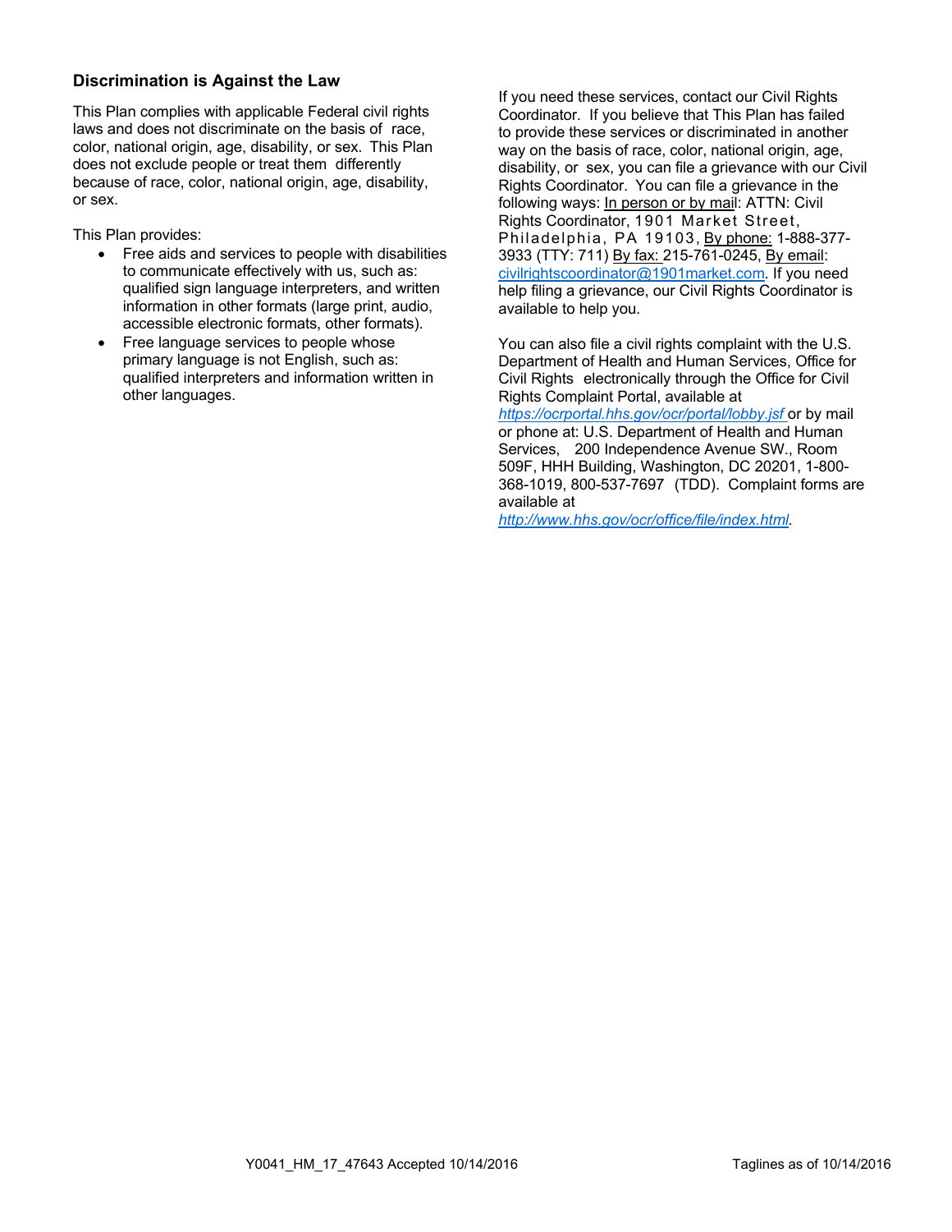## Discrimination is Against the Law

This Plan complies with applicable Federal civil rights laws and does not discriminate on the basis of race, color, national origin, age, disability, or sex. This Plan does not exclude people or treat them differently because of race, color, national origin, age, disability, or sex.

This Plan provides:

- Free aids and services to people with disabilities to communicate effectively with us, such as: qualified sign language interpreters, and written information in other formats (large print, audio, accessible electronic formats, other formats).
- Free language services to people whose primary language is not English, such as: qualified interpreters and information written in other languages.

If you need these services, contact our Civil Rights Coordinator. If you believe that This Plan has failed to provide these services or discriminated in another way on the basis of race, color, national origin, age, disability, or sex, you can file a grievance with our Civil Rights Coordinator. You can file a grievance in the following ways: In person or by mail: ATTN: Civil Rights Coordinator, 1901 Market Street, Philadelphia, PA 19103, By phone: 1-888-377-3933 (TTY: 711) By fax: 215-761-0245, By email: civilrightscoordinator@1901market.com. If you need help filing a grievance, our Civil Rights Coordinator is available to help you.

You can also file a civil rights complaint with the U.S. Department of Health and Human Services, Office for Civil Rights electronically through the Office for Civil Rights Complaint Portal, available at *https://ocrportal.hhs.gov/ocr/portal/lobby.jsf* or by mail or phone at: U.S. Department of Health and Human Services, 200 Independence Avenue SW., Room 509F, HHH Building, Washington, DC 20201, 1-800-368-1019, 800-537-7697 (TDD). Complaint forms are available at *http://www.hhs.gov/ocr/office/file/index.html*.

Y0041_HM_17_47643 Accepted 10/14/2016

Taglines as of 10/14/2016